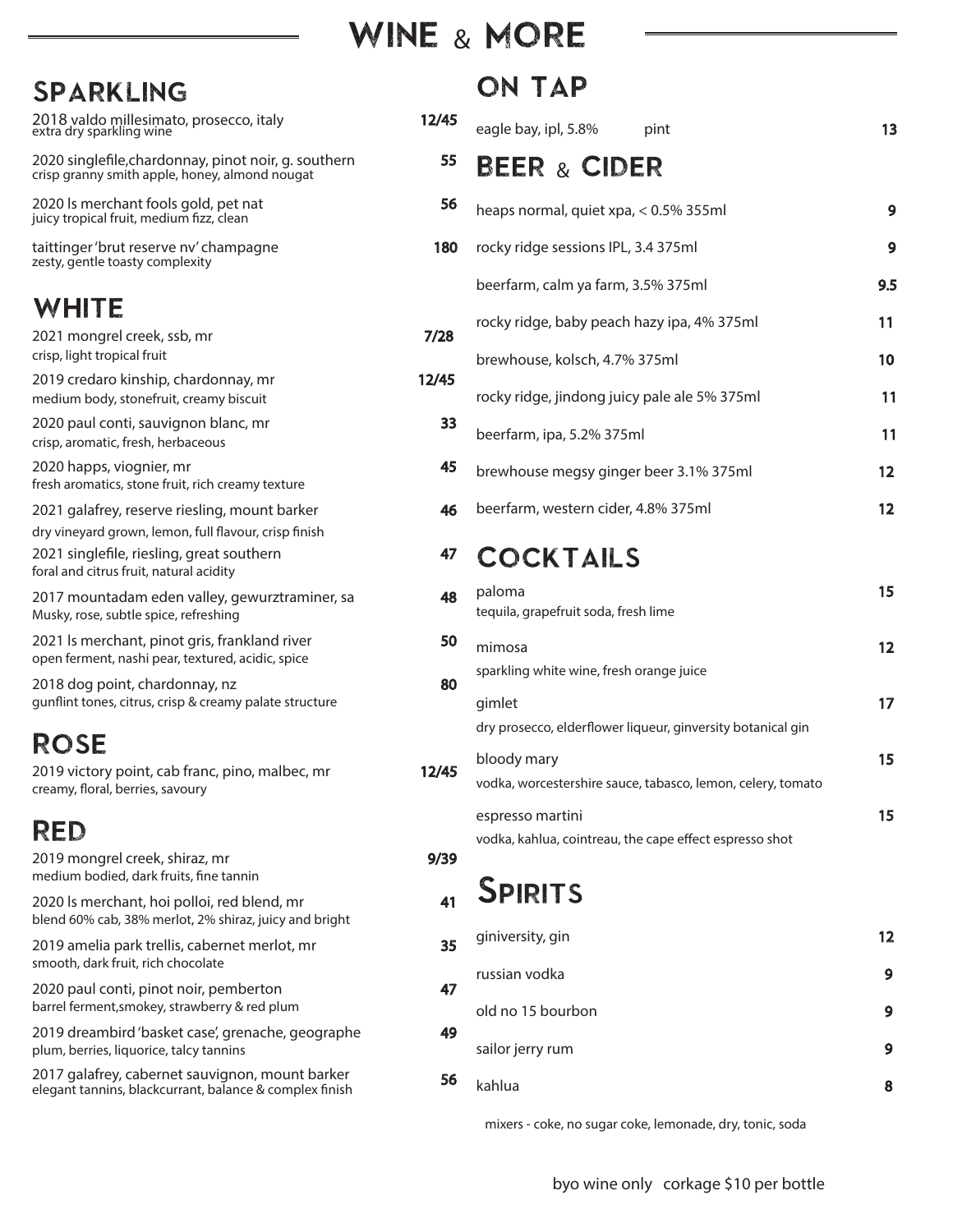# WINE & MORE

## SPARKLING

2018 valdo millesimato, prosecco, italy — **12/45**
extra dry sparkling wine

2020 singlefile,chardonnay, pinot noir, g. southern — **55**
crisp granny smith apple, honey, almond nougat

2020 ls merchant fools gold, pet nat — **56**
juicy tropical fruit, medium fizz, clean

taittinger 'brut reserve nv' champagne — **180**
zesty, gentle toasty complexity

## WHITE

2021 mongrel creek, ssb, mr — **7/28**
crisp, light tropical fruit

2019 credaro kinship, chardonnay, mr — **12/45**
medium body, stonefruit, creamy biscuit

2020 paul conti, sauvignon blanc, mr — **33**
crisp, aromatic, fresh, herbaceous

2020 happs, viognier, mr — **45**
fresh aromatics, stone fruit, rich creamy texture

2021 galafrey, reserve riesling, mount barker — **46**
dry vineyard grown, lemon, full flavour, crisp finish

2021 singlefile, riesling, great southern — **47**
foral and citrus fruit, natural acidity

2017 mountadam eden valley, gewurztraminer, sa — **48**
Musky, rose, subtle spice, refreshing

2021 ls merchant, pinot gris, frankland river — **50**
open ferment, nashi pear, textured, acidic, spice

2018 dog point, chardonnay, nz — **80**
gunflint tones, citrus, crisp & creamy palate structure

## ROSE

2019 victory point, cab franc, pino, malbec, mr — **12/45**
creamy, floral, berries, savoury

## RED

2019 mongrel creek, shiraz, mr — **9/39**
medium bodied, dark fruits, fine tannin

2020 ls merchant, hoi polloi, red blend, mr — **41**
blend 60% cab, 38% merlot, 2% shiraz, juicy and bright

2019 amelia park trellis, cabernet merlot, mr — **35**
smooth, dark fruit, rich chocolate

2020 paul conti, pinot noir, pemberton — **47**
barrel ferment,smokey, strawberry & red plum

2019 dreambird 'basket case', grenache, geographe — **49**
plum, berries, liquorice, talcy tannins

2017 galafrey, cabernet sauvignon, mount barker — **56**
elegant tannins, blackcurrant, balance & complex finish

## ON TAP

eagle bay, ipl, 5.8% pint — **13**

## BEER & CIDER

heaps normal, quiet xpa, < 0.5% 355ml — **9**

rocky ridge sessions IPL, 3.4 375ml — **9**

beerfarm, calm ya farm, 3.5% 375ml — **9.5**

rocky ridge, baby peach hazy ipa, 4% 375ml — **11**

brewhouse, kolsch, 4.7% 375ml — **10**

rocky ridge, jindong juicy pale ale 5% 375ml — **11**

beerfarm, ipa, 5.2% 375ml — **11**

brewhouse megsy ginger beer 3.1% 375ml — **12**

beerfarm, western cider, 4.8% 375ml — **12**

## COCKTAILS

paloma — **15**
tequila, grapefruit soda, fresh lime

mimosa — **12**
sparkling white wine, fresh orange juice

gimlet — **17**
dry prosecco, elderflower liqueur, ginversity botanical gin

bloody mary — **15**
vodka, worcestershire sauce, tabasco, lemon, celery, tomato

espresso martini — **15**
vodka, kahlua, cointreau, the cape effect espresso shot

## SPIRITS

giniversity, gin — **12**

russian vodka — **9**

old no 15 bourbon — **9**

sailor jerry rum — **9**

kahlua — **8**

mixers - coke, no sugar coke, lemonade, dry, tonic, soda

byo wine only corkage $10 per bottle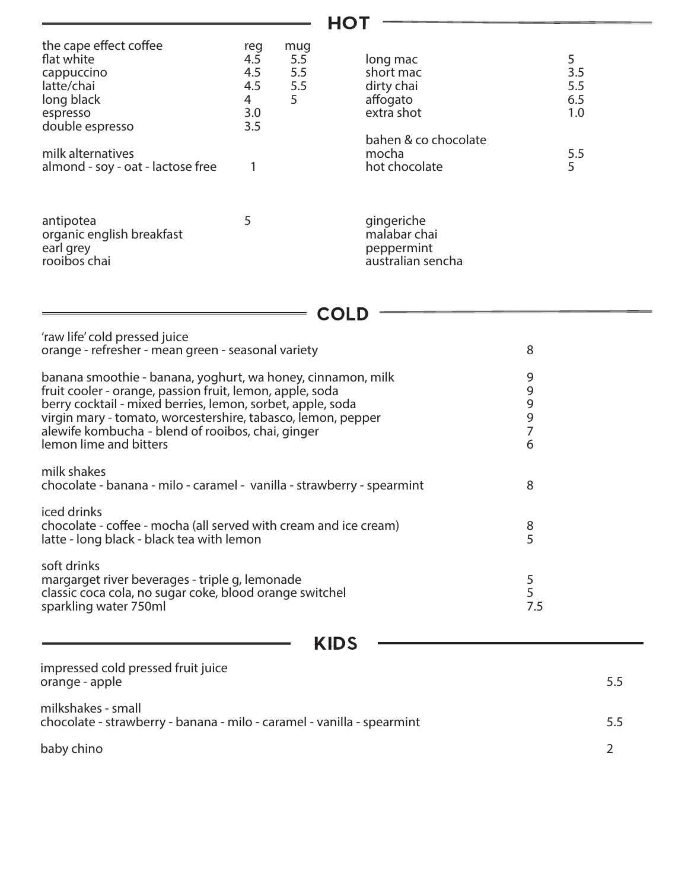## HOT

| | reg | mug |
|---|---|---|
| the cape effect coffee | | |
| flat white | 4.5 | 5.5 |
| cappuccino | 4.5 | 5.5 |
| latte/chai | 4.5 | 5.5 |
| long black | 4 | 5 |
| espresso | 3.0 | |
| double espresso | 3.5 | |

| | |
|---|---|
| long mac | 5 |
| short mac | 3.5 |
| dirty chai | 5.5 |
| affogato | 6.5 |
| extra shot | 1.0 |

milk alternatives
almond - soy - oat - lactose free 1

bahen & co chocolate

| | |
|---|---|
| mocha | 5.5 |
| hot chocolate | 5 |

antipotea 5

organic english breakfast
earl grey
rooibos chai
gingeriche
malabar chai
peppermint
australian sencha

## COLD

'raw life' cold pressed juice
orange - refresher - mean green - seasonal variety 8

| | |
|---|---|
| banana smoothie - banana, yoghurt, wa honey, cinnamon, milk | 9 |
| fruit cooler - orange, passion fruit, lemon, apple, soda | 9 |
| berry cocktail - mixed berries, lemon, sorbet, apple, soda | 9 |
| virgin mary - tomato, worcestershire, tabasco, lemon, pepper | 9 |
| alewife kombucha - blend of rooibos, chai, ginger | 7 |
| lemon lime and bitters | 6 |

milk shakes
chocolate - banana - milo - caramel - vanilla - strawberry - spearmint 8

iced drinks

| | |
|---|---|
| chocolate - coffee - mocha (all served with cream and ice cream) | 8 |
| latte - long black - black tea with lemon | 5 |

soft drinks

| | |
|---|---|
| margarget river beverages - triple g, lemonade | 5 |
| classic coca cola, no sugar coke, blood orange switchel | 5 |
| sparkling water 750ml | 7.5 |

## KIDS

impressed cold pressed fruit juice
orange - apple 5.5

milkshakes - small
chocolate - strawberry - banana - milo - caramel - vanilla - spearmint 5.5

baby chino 2